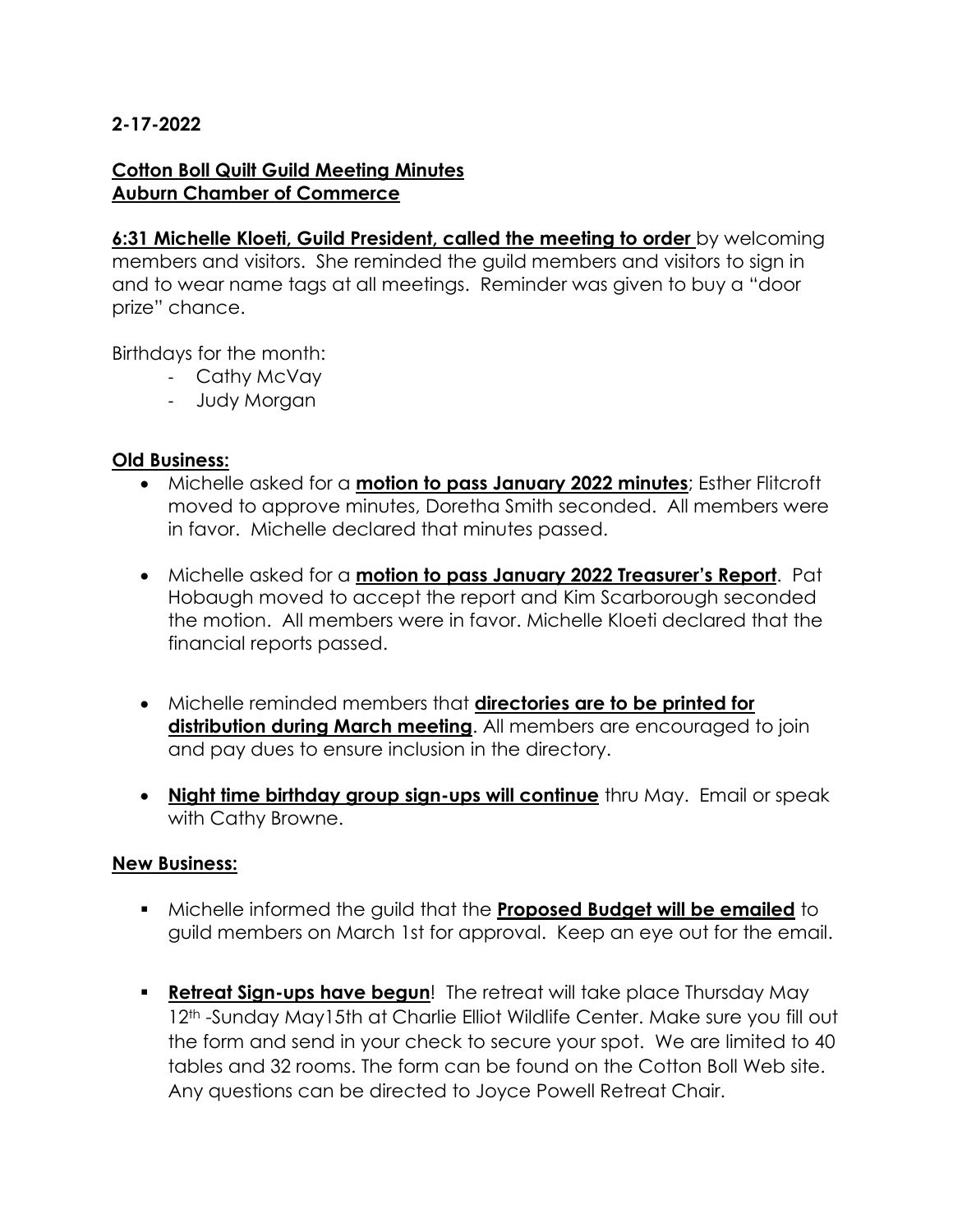**2-17-2022**

**<u>Cotton Boll Quilt Guild Meeting Minutes</u>**
**<u>Auburn Chamber of Commerce</u>**

**<u>6:31 Michelle Kloeti, Guild President, called the meeting to order</u>** by welcoming members and visitors. She reminded the guild members and visitors to sign in and to wear name tags at all meetings. Reminder was given to buy a "door prize" chance.

Birthdays for the month:

- Cathy McVay
- Judy Morgan

**<u>Old Business:</u>**

- Michelle asked for a **<u>motion to pass January 2022 minutes</u>**; Esther Flitcroft moved to approve minutes, Doretha Smith seconded. All members were in favor. Michelle declared that minutes passed.
- Michelle asked for a **<u>motion to pass January 2022 Treasurer's Report</u>**. Pat Hobaugh moved to accept the report and Kim Scarborough seconded the motion. All members were in favor. Michelle Kloeti declared that the financial reports passed.
- Michelle reminded members that **<u>directories are to be printed for distribution during March meeting</u>**. All members are encouraged to join and pay dues to ensure inclusion in the directory.
- **<u>Night time birthday group sign-ups will continue</u>** thru May. Email or speak with Cathy Browne.

**<u>New Business:</u>**

- Michelle informed the guild that the **<u>Proposed Budget will be emailed</u>** to guild members on March 1st for approval. Keep an eye out for the email.
- **<u>Retreat Sign-ups have begun</u>**! The retreat will take place Thursday May 12th -Sunday May15th at Charlie Elliot Wildlife Center. Make sure you fill out the form and send in your check to secure your spot. We are limited to 40 tables and 32 rooms. The form can be found on the Cotton Boll Web site. Any questions can be directed to Joyce Powell Retreat Chair.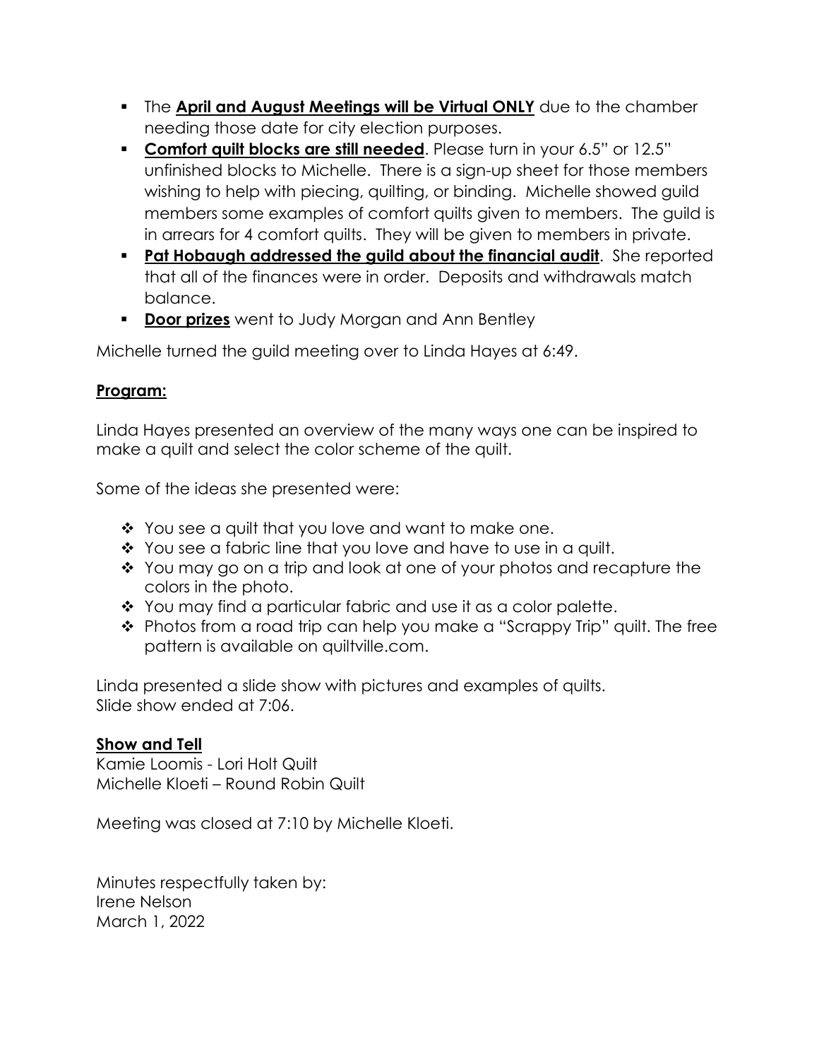- The **April and August Meetings will be Virtual ONLY** due to the chamber needing those date for city election purposes.
- **Comfort quilt blocks are still needed**. Please turn in your 6.5" or 12.5" unfinished blocks to Michelle. There is a sign-up sheet for those members wishing to help with piecing, quilting, or binding. Michelle showed guild members some examples of comfort quilts given to members. The guild is in arrears for 4 comfort quilts. They will be given to members in private.
- **Pat Hobaugh addressed the guild about the financial audit**. She reported that all of the finances were in order. Deposits and withdrawals match balance.
- **Door prizes** went to Judy Morgan and Ann Bentley

Michelle turned the guild meeting over to Linda Hayes at 6:49.

**Program:**

Linda Hayes presented an overview of the many ways one can be inspired to make a quilt and select the color scheme of the quilt.

Some of the ideas she presented were:

- You see a quilt that you love and want to make one.
- You see a fabric line that you love and have to use in a quilt.
- You may go on a trip and look at one of your photos and recapture the colors in the photo.
- You may find a particular fabric and use it as a color palette.
- Photos from a road trip can help you make a "Scrappy Trip" quilt. The free pattern is available on quiltville.com.

Linda presented a slide show with pictures and examples of quilts.
Slide show ended at 7:06.

**Show and Tell**

Kamie Loomis - Lori Holt Quilt
Michelle Kloeti – Round Robin Quilt

Meeting was closed at 7:10 by Michelle Kloeti.

Minutes respectfully taken by:
Irene Nelson
March 1, 2022